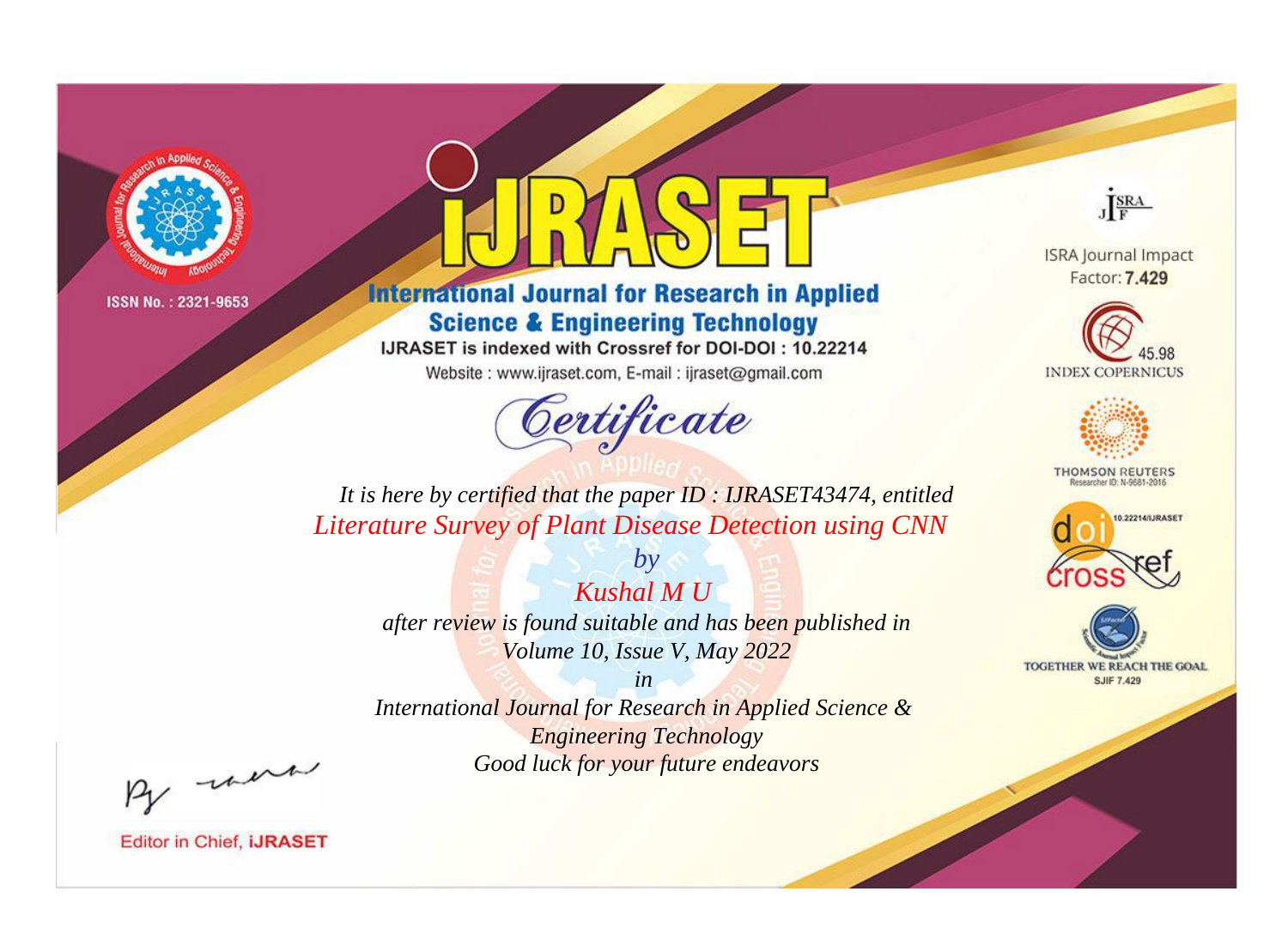ISSN No. : 2321-9653

# IJRASET

## International Journal for Research in Applied Science & Engineering Technology

IJRASET is indexed with Crossref for DOI-DOI : 10.22214

Website : www.ijraset.com, E-mail : ijraset@gmail.com

ISRA Journal Impact Factor: **7.429**

45.98 INDEX COPERNICUS

THOMSON REUTERS Researcher ID: N-9681-2016

10.22214/IJRASET

TOGETHER WE REACH THE GOAL SJIF 7.429

# *Certificate*

*It is here by certified that the paper ID : IJRASET43474, entitled*

*Literature Survey of Plant Disease Detection using CNN*

*by*

*Kushal M U*

*after review is found suitable and has been published in*

*Volume 10, Issue V, May 2022*

*in*

*International Journal for Research in Applied Science & Engineering Technology*

*Good luck for your future endeavors*

Editor in Chief, **iJRASET**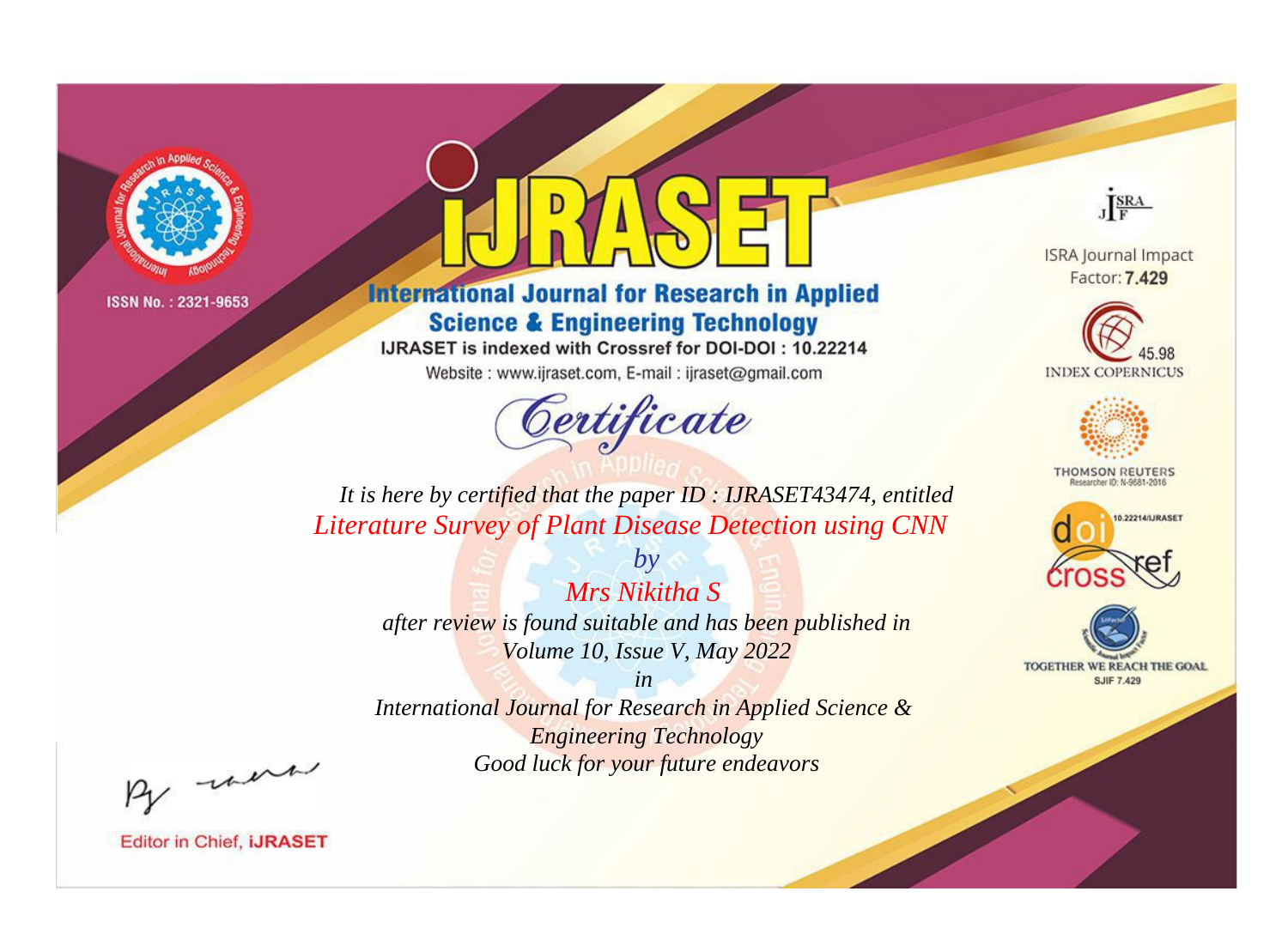ISSN No. : 2321-9653

# IJRASET

## International Journal for Research in Applied Science & Engineering Technology

IJRASET is indexed with Crossref for DOI-DOI : 10.22214

Website : www.ijraset.com, E-mail : ijraset@gmail.com

*Certificate*

*It is here by certified that the paper ID : IJRASET43474, entitled*

*Literature Survey of Plant Disease Detection using CNN*

*by*

*Mrs Nikitha S*

*after review is found suitable and has been published in*

*Volume 10, Issue V, May 2022*

*in*

*International Journal for Research in Applied Science & Engineering Technology*

*Good luck for your future endeavors*

ISRA Journal Impact Factor: **7.429**

45.98 INDEX COPERNICUS

THOMSON REUTERS Researcher ID: N-9681-2016

10.22214/IJRASET

TOGETHER WE REACH THE GOAL SJIF 7.429

Editor in Chief, **iJRASET**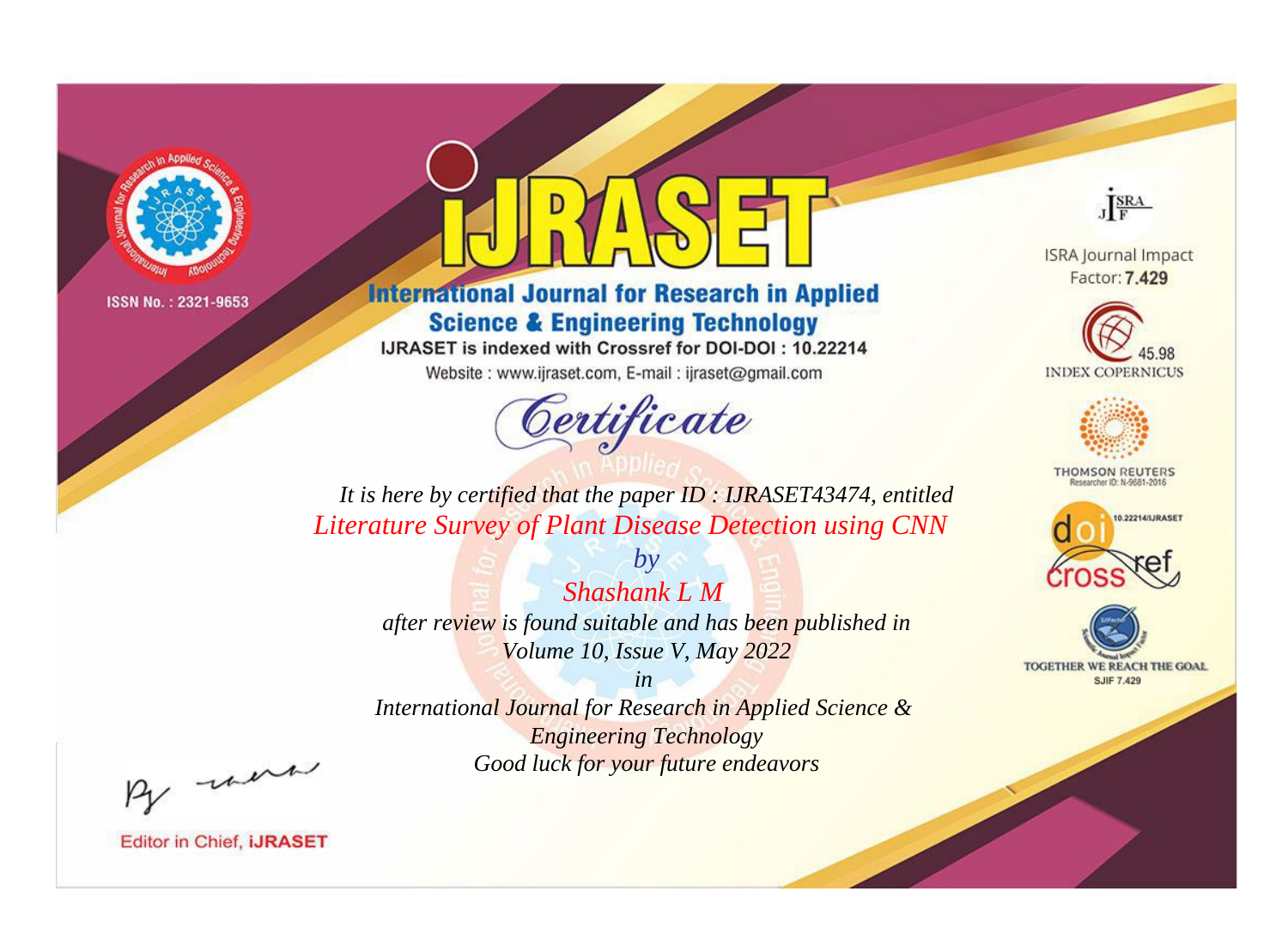ISSN No. : 2321-9653

# IJRASET

## International Journal for Research in Applied Science & Engineering Technology

IJRASET is indexed with Crossref for DOI-DOI : 10.22214

Website : www.ijraset.com, E-mail : ijraset@gmail.com

ISRA Journal Impact Factor: **7.429**

45.98 INDEX COPERNICUS

THOMSON REUTERS Researcher ID: N-9681-2016

10.22214/IJRASET

TOGETHER WE REACH THE GOAL SJIF 7.429

*Certificate*

*It is here by certified that the paper ID : IJRASET43474, entitled*

*Literature Survey of Plant Disease Detection using CNN*

*by*

*Shashank L M*

*after review is found suitable and has been published in*

*Volume 10, Issue V, May 2022*

*in*

*International Journal for Research in Applied Science & Engineering Technology*

*Good luck for your future endeavors*

Editor in Chief, **iJRASET**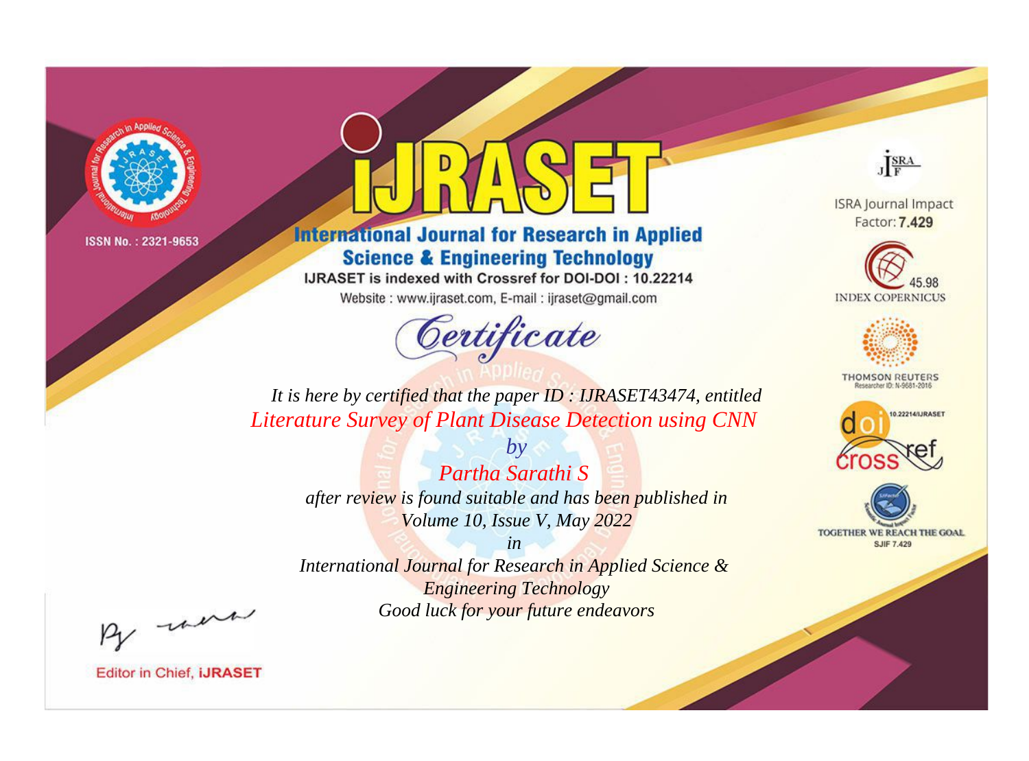ISSN No. : 2321-9653

# IJRASET

## International Journal for Research in Applied Science & Engineering Technology

IJRASET is indexed with Crossref for DOI-DOI : 10.22214

Website : www.ijraset.com, E-mail : ijraset@gmail.com

# Certificate

*It is here by certified that the paper ID : IJRASET43474, entitled*

*Literature Survey of Plant Disease Detection using CNN*

*by*

*Partha Sarathi S*

*after review is found suitable and has been published in*

*Volume 10, Issue V, May 2022*

*in*

*International Journal for Research in Applied Science & Engineering Technology*

*Good luck for your future endeavors*

ISRA Journal Impact Factor: **7.429**

45.98 INDEX COPERNICUS

THOMSON REUTERS Researcher ID: N-9681-2016

10.22214/IJRASET

TOGETHER WE REACH THE GOAL SJIF 7.429

Editor in Chief, **iJRASET**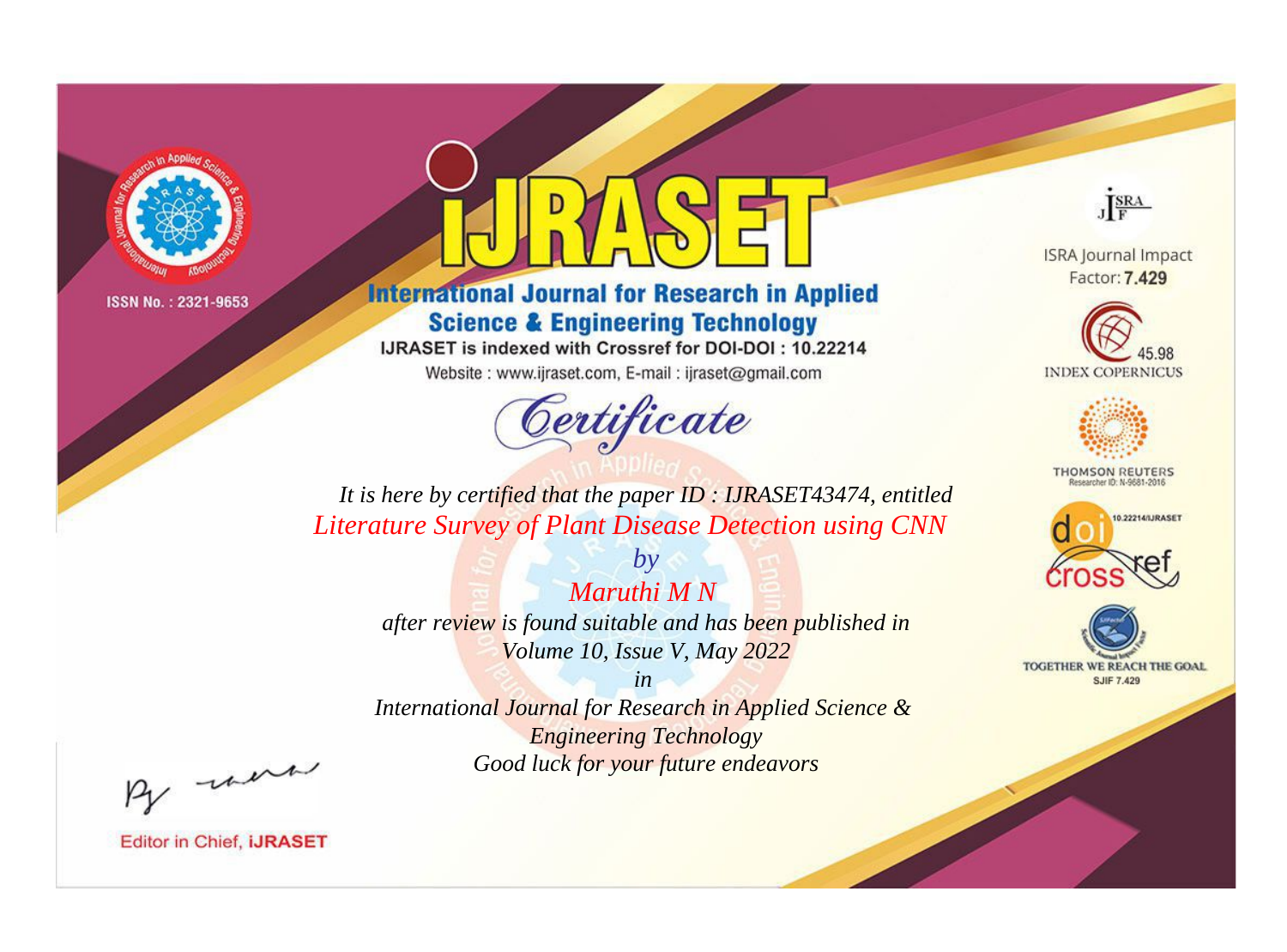ISSN No. : 2321-9653

# iJRASET

## International Journal for Research in Applied Science & Engineering Technology

IJRASET is indexed with Crossref for DOI-DOI : 10.22214

Website : www.ijraset.com, E-mail : ijraset@gmail.com

## Certificate

*It is here by certified that the paper ID : IJRASET43474, entitled*

*Literature Survey of Plant Disease Detection using CNN*

*by*

*Maruthi M N*

*after review is found suitable and has been published in*

*Volume 10, Issue V, May 2022*

*in*

*International Journal for Research in Applied Science & Engineering Technology*

*Good luck for your future endeavors*

ISRA Journal Impact Factor: **7.429**

45.98 INDEX COPERNICUS

THOMSON REUTERS Researcher ID: N-9681-2016

10.22214/IJRASET

TOGETHER WE REACH THE GOAL SJIF 7.429

Editor in Chief, **iJRASET**